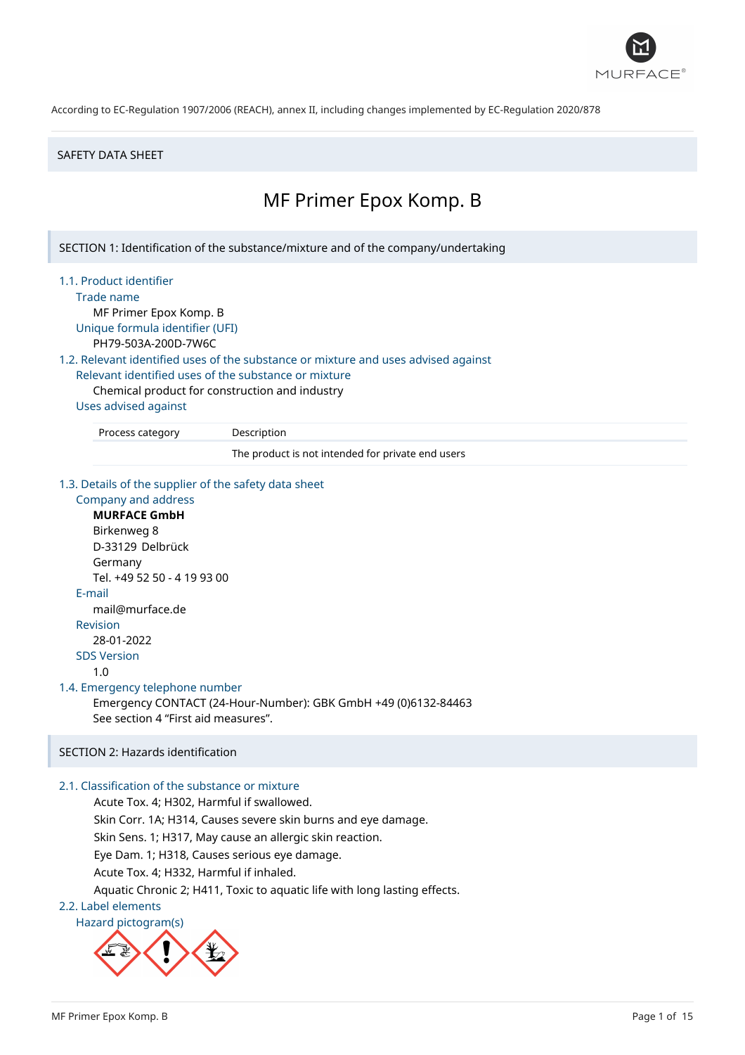According to EC-Regulation 1907/2006 (REACH), annex II, including changes implemented by EC-Regulation 2020/878

SAFETY DATA SHEET

# MF Primer Epox Komp. B

## SECTION 1: Identification of the substance/mixture and of the company/undertaking

### 1.1. Product identifier

**Trade name**

MF Primer Epox Komp. B

**Unique formula identifier (UFI)**

PH79-503A-200D-7W6C

### 1.2. Relevant identified uses of the substance or mixture and uses advised against

**Relevant identified uses of the substance or mixture**

Chemical product for construction and industry

**Uses advised against**

| Process category | Description |
|---|---|
| | The product is not intended for private end users |

### 1.3. Details of the supplier of the safety data sheet

**Company and address**

**MURFACE GmbH**
Birkenweg 8
D-33129 Delbrück
Germany
Tel. +49 52 50 - 4 19 93 00

**E-mail**

mail@murface.de

**Revision**

28-01-2022

**SDS Version**

1.0

### 1.4. Emergency telephone number

Emergency CONTACT (24-Hour-Number): GBK GmbH +49 (0)6132-84463
See section 4 "First aid measures".

## SECTION 2: Hazards identification

### 2.1. Classification of the substance or mixture

Acute Tox. 4; H302, Harmful if swallowed.
Skin Corr. 1A; H314, Causes severe skin burns and eye damage.
Skin Sens. 1; H317, May cause an allergic skin reaction.
Eye Dam. 1; H318, Causes serious eye damage.
Acute Tox. 4; H332, Harmful if inhaled.
Aquatic Chronic 2; H411, Toxic to aquatic life with long lasting effects.

### 2.2. Label elements

**Hazard pictogram(s)**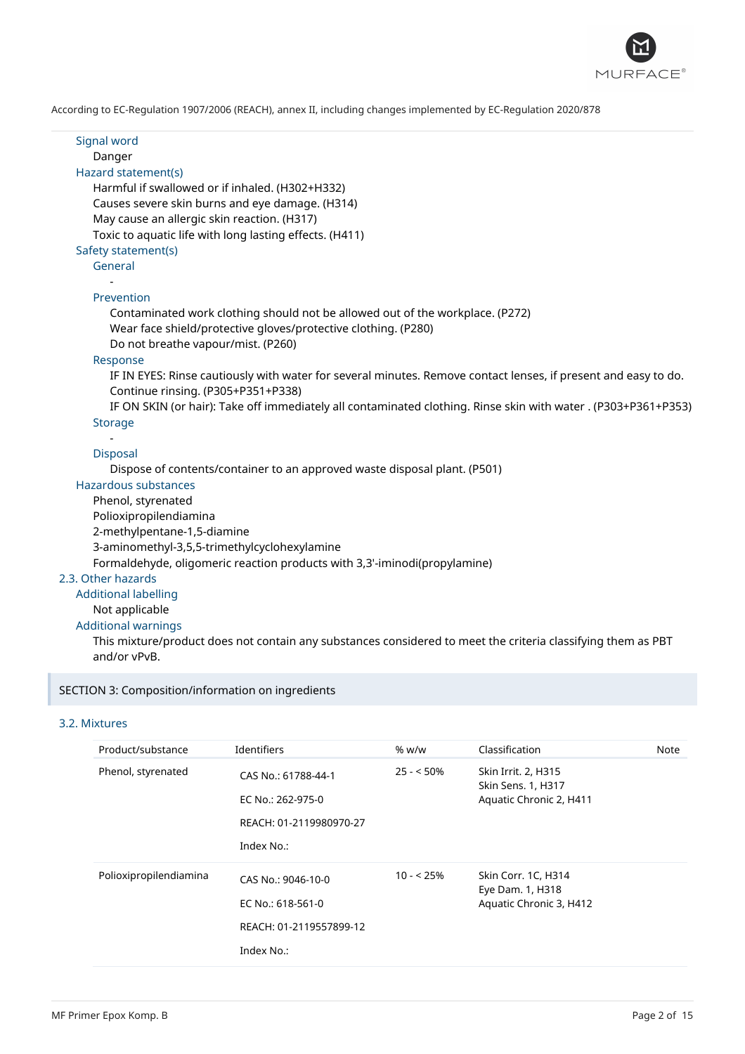According to EC-Regulation 1907/2006 (REACH), annex II, including changes implemented by EC-Regulation 2020/878

#### Signal word

Danger

#### Hazard statement(s)

Harmful if swallowed or if inhaled. (H302+H332)
Causes severe skin burns and eye damage. (H314)
May cause an allergic skin reaction. (H317)
Toxic to aquatic life with long lasting effects. (H411)

#### Safety statement(s)

##### General

-

##### Prevention

Contaminated work clothing should not be allowed out of the workplace. (P272)
Wear face shield/protective gloves/protective clothing. (P280)
Do not breathe vapour/mist. (P260)

##### Response

IF IN EYES: Rinse cautiously with water for several minutes. Remove contact lenses, if present and easy to do. Continue rinsing. (P305+P351+P338)
IF ON SKIN (or hair): Take off immediately all contaminated clothing. Rinse skin with water . (P303+P361+P353)

##### Storage

-

##### Disposal

Dispose of contents/container to an approved waste disposal plant. (P501)

#### Hazardous substances

Phenol, styrenated
Polioxipropilendiamina
2-methylpentane-1,5-diamine
3-aminomethyl-3,5,5-trimethylcyclohexylamine
Formaldehyde, oligomeric reaction products with 3,3'-iminodi(propylamine)

### 2.3. Other hazards

#### Additional labelling

Not applicable

#### Additional warnings

This mixture/product does not contain any substances considered to meet the criteria classifying them as PBT and/or vPvB.

## SECTION 3: Composition/information on ingredients

### 3.2. Mixtures

| Product/substance | Identifiers | % w/w | Classification | Note |
|---|---|---|---|---|
| Phenol, styrenated | CAS No.: 61788-44-1<br>EC No.: 262-975-0<br>REACH: 01-2119980970-27<br>Index No.: | 25 - < 50% | Skin Irrit. 2, H315<br>Skin Sens. 1, H317<br>Aquatic Chronic 2, H411 | |
| Polioxipropilendiamina | CAS No.: 9046-10-0<br>EC No.: 618-561-0<br>REACH: 01-2119557899-12<br>Index No.: | 10 - < 25% | Skin Corr. 1C, H314<br>Eye Dam. 1, H318<br>Aquatic Chronic 3, H412 | |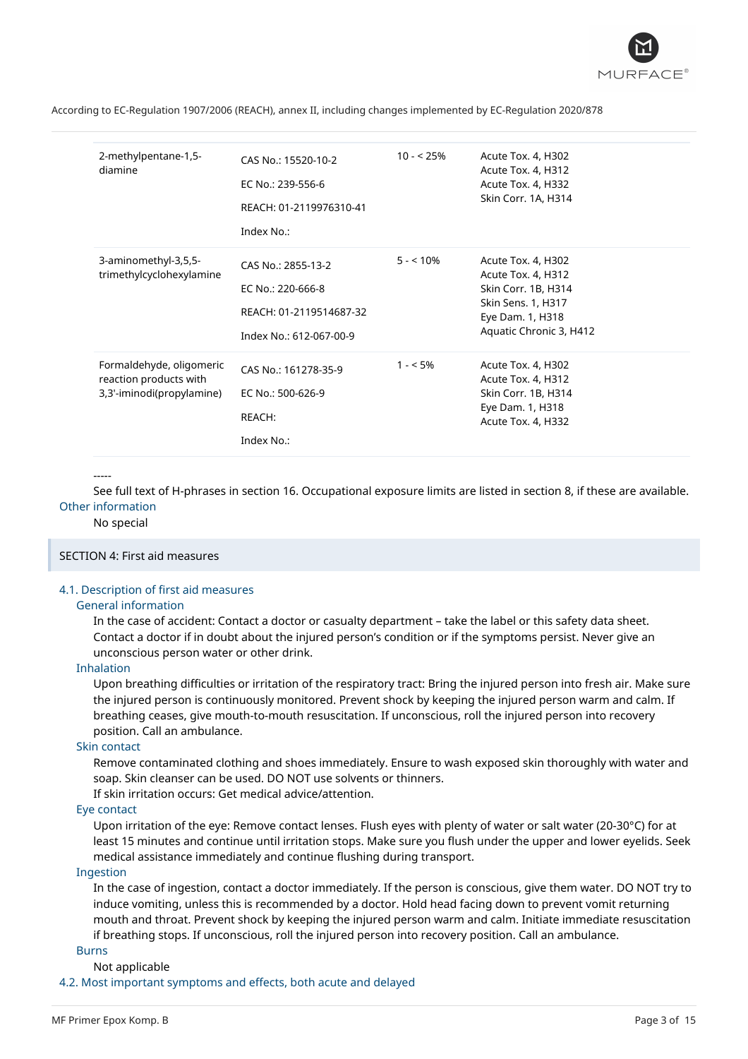| | | | |
|---|---|---|---|
| 2-methylpentane-1,5-diamine | CAS No.: 15520-10-2<br>EC No.: 239-556-6<br>REACH: 01-2119976310-41<br>Index No.: | 10 - < 25% | Acute Tox. 4, H302<br>Acute Tox. 4, H312<br>Acute Tox. 4, H332<br>Skin Corr. 1A, H314 |
| 3-aminomethyl-3,5,5-trimethylcyclohexylamine | CAS No.: 2855-13-2<br>EC No.: 220-666-8<br>REACH: 01-2119514687-32<br>Index No.: 612-067-00-9 | 5 - < 10% | Acute Tox. 4, H302<br>Acute Tox. 4, H312<br>Skin Corr. 1B, H314<br>Skin Sens. 1, H317<br>Eye Dam. 1, H318<br>Aquatic Chronic 3, H412 |
| Formaldehyde, oligomeric reaction products with 3,3'-iminodi(propylamine) | CAS No.: 161278-35-9<br>EC No.: 500-626-9<br>REACH:<br>Index No.: | 1 - < 5% | Acute Tox. 4, H302<br>Acute Tox. 4, H312<br>Skin Corr. 1B, H314<br>Eye Dam. 1, H318<br>Acute Tox. 4, H332 |

-----

See full text of H-phrases in section 16. Occupational exposure limits are listed in section 8, if these are available.

### Other information

No special

## SECTION 4: First aid measures

### 4.1. Description of first aid measures

#### General information

In the case of accident: Contact a doctor or casualty department – take the label or this safety data sheet. Contact a doctor if in doubt about the injured person's condition or if the symptoms persist. Never give an unconscious person water or other drink.

#### Inhalation

Upon breathing difficulties or irritation of the respiratory tract: Bring the injured person into fresh air. Make sure the injured person is continuously monitored. Prevent shock by keeping the injured person warm and calm. If breathing ceases, give mouth-to-mouth resuscitation. If unconscious, roll the injured person into recovery position. Call an ambulance.

#### Skin contact

Remove contaminated clothing and shoes immediately. Ensure to wash exposed skin thoroughly with water and soap. Skin cleanser can be used. DO NOT use solvents or thinners.
If skin irritation occurs: Get medical advice/attention.

#### Eye contact

Upon irritation of the eye: Remove contact lenses. Flush eyes with plenty of water or salt water (20-30°C) for at least 15 minutes and continue until irritation stops. Make sure you flush under the upper and lower eyelids. Seek medical assistance immediately and continue flushing during transport.

#### Ingestion

In the case of ingestion, contact a doctor immediately. If the person is conscious, give them water. DO NOT try to induce vomiting, unless this is recommended by a doctor. Hold head facing down to prevent vomit returning mouth and throat. Prevent shock by keeping the injured person warm and calm. Initiate immediate resuscitation if breathing stops. If unconscious, roll the injured person into recovery position. Call an ambulance.

#### Burns

Not applicable

### 4.2. Most important symptoms and effects, both acute and delayed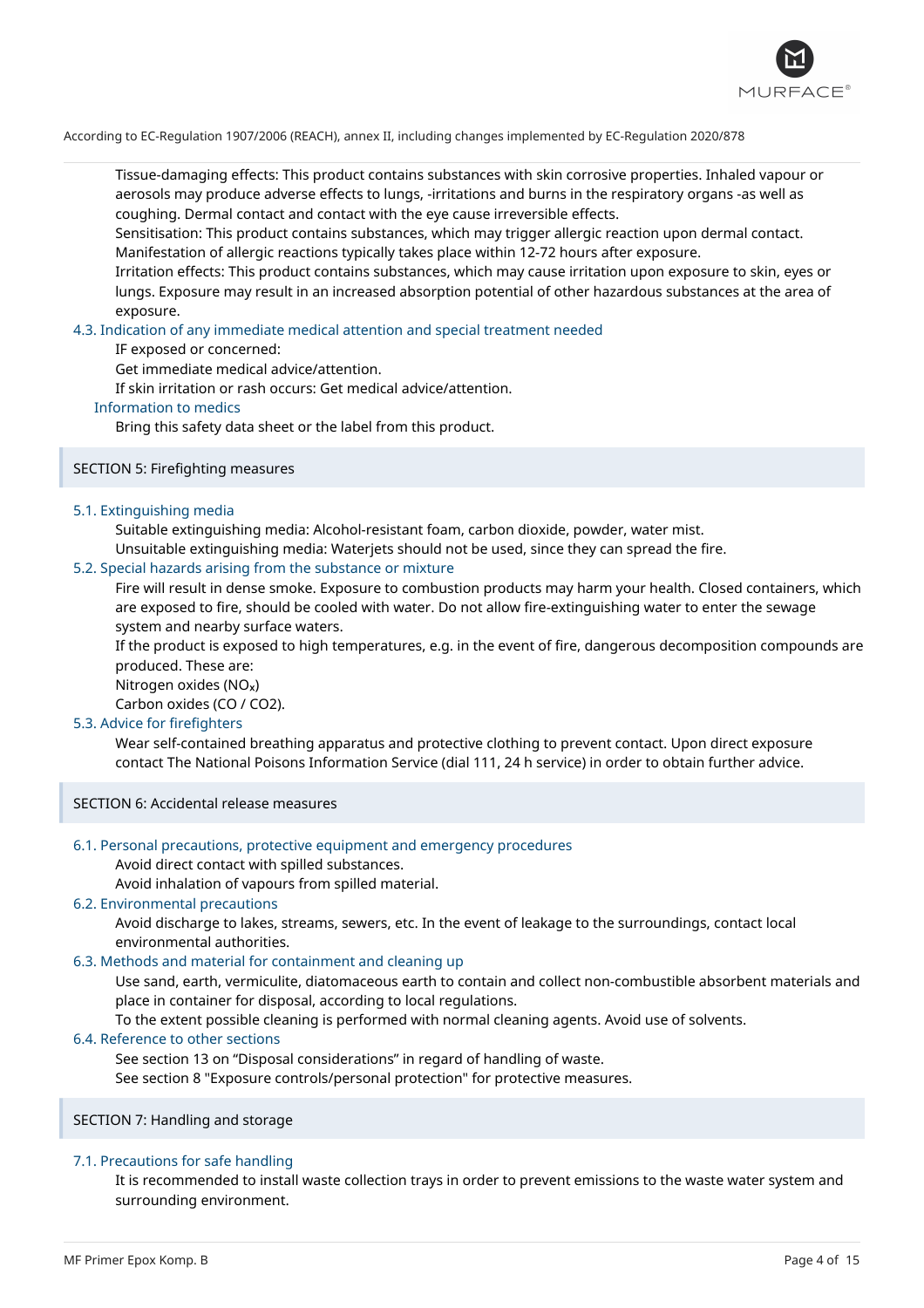Tissue-damaging effects: This product contains substances with skin corrosive properties. Inhaled vapour or aerosols may produce adverse effects to lungs, -irritations and burns in the respiratory organs -as well as coughing. Dermal contact and contact with the eye cause irreversible effects.
Sensitisation: This product contains substances, which may trigger allergic reaction upon dermal contact. Manifestation of allergic reactions typically takes place within 12-72 hours after exposure.
Irritation effects: This product contains substances, which may cause irritation upon exposure to skin, eyes or lungs. Exposure may result in an increased absorption potential of other hazardous substances at the area of exposure.

### 4.3. Indication of any immediate medical attention and special treatment needed

IF exposed or concerned:
Get immediate medical advice/attention.
If skin irritation or rash occurs: Get medical advice/attention.

#### Information to medics

Bring this safety data sheet or the label from this product.

## SECTION 5: Firefighting measures

### 5.1. Extinguishing media

Suitable extinguishing media: Alcohol-resistant foam, carbon dioxide, powder, water mist.
Unsuitable extinguishing media: Waterjets should not be used, since they can spread the fire.

### 5.2. Special hazards arising from the substance or mixture

Fire will result in dense smoke. Exposure to combustion products may harm your health. Closed containers, which are exposed to fire, should be cooled with water. Do not allow fire-extinguishing water to enter the sewage system and nearby surface waters.
If the product is exposed to high temperatures, e.g. in the event of fire, dangerous decomposition compounds are produced. These are:
Nitrogen oxides ($NO_x$)
Carbon oxides (CO / CO2).

### 5.3. Advice for firefighters

Wear self-contained breathing apparatus and protective clothing to prevent contact. Upon direct exposure contact The National Poisons Information Service (dial 111, 24 h service) in order to obtain further advice.

## SECTION 6: Accidental release measures

### 6.1. Personal precautions, protective equipment and emergency procedures

Avoid direct contact with spilled substances.
Avoid inhalation of vapours from spilled material.

### 6.2. Environmental precautions

Avoid discharge to lakes, streams, sewers, etc. In the event of leakage to the surroundings, contact local environmental authorities.

### 6.3. Methods and material for containment and cleaning up

Use sand, earth, vermiculite, diatomaceous earth to contain and collect non-combustible absorbent materials and place in container for disposal, according to local regulations.
To the extent possible cleaning is performed with normal cleaning agents. Avoid use of solvents.

### 6.4. Reference to other sections

See section 13 on “Disposal considerations” in regard of handling of waste.
See section 8 "Exposure controls/personal protection" for protective measures.

## SECTION 7: Handling and storage

### 7.1. Precautions for safe handling

It is recommended to install waste collection trays in order to prevent emissions to the waste water system and surrounding environment.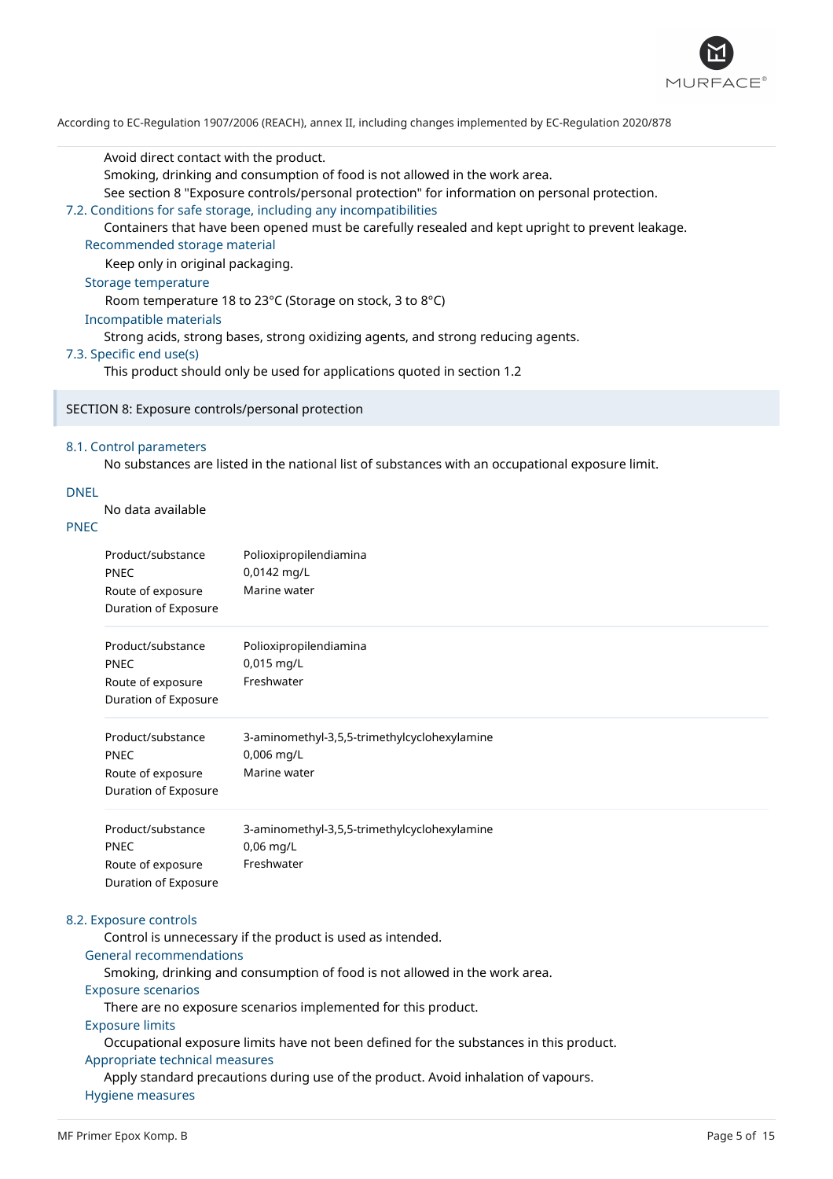Avoid direct contact with the product.
Smoking, drinking and consumption of food is not allowed in the work area.
See section 8 "Exposure controls/personal protection" for information on personal protection.

### 7.2. Conditions for safe storage, including any incompatibilities

Containers that have been opened must be carefully resealed and kept upright to prevent leakage.

#### Recommended storage material

Keep only in original packaging.

#### Storage temperature

Room temperature 18 to 23°C (Storage on stock, 3 to 8°C)

#### Incompatible materials

Strong acids, strong bases, strong oxidizing agents, and strong reducing agents.

### 7.3. Specific end use(s)

This product should only be used for applications quoted in section 1.2

## SECTION 8: Exposure controls/personal protection

### 8.1. Control parameters

No substances are listed in the national list of substances with an occupational exposure limit.

#### DNEL

No data available

#### PNEC

| | |
|---|---|
| Product/substance | Polioxipropilendiamina |
| PNEC | 0,0142 mg/L |
| Route of exposure | Marine water |
| Duration of Exposure | |

| | |
|---|---|
| Product/substance | Polioxipropilendiamina |
| PNEC | 0,015 mg/L |
| Route of exposure | Freshwater |
| Duration of Exposure | |

| | |
|---|---|
| Product/substance | 3-aminomethyl-3,5,5-trimethylcyclohexylamine |
| PNEC | 0,006 mg/L |
| Route of exposure | Marine water |
| Duration of Exposure | |

| | |
|---|---|
| Product/substance | 3-aminomethyl-3,5,5-trimethylcyclohexylamine |
| PNEC | 0,06 mg/L |
| Route of exposure | Freshwater |
| Duration of Exposure | |

### 8.2. Exposure controls

Control is unnecessary if the product is used as intended.

#### General recommendations

Smoking, drinking and consumption of food is not allowed in the work area.

#### Exposure scenarios

There are no exposure scenarios implemented for this product.

#### Exposure limits

Occupational exposure limits have not been defined for the substances in this product.

#### Appropriate technical measures

Apply standard precautions during use of the product. Avoid inhalation of vapours.

#### Hygiene measures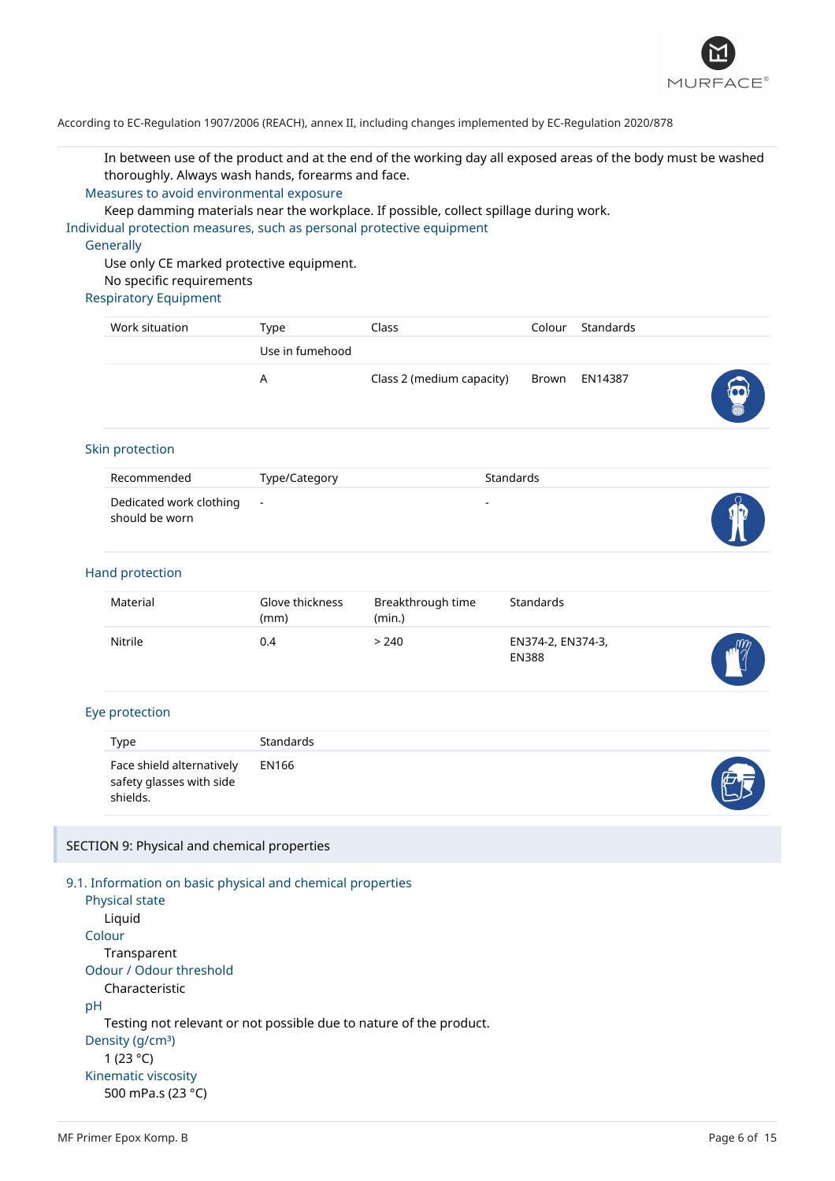In between use of the product and at the end of the working day all exposed areas of the body must be washed thoroughly. Always wash hands, forearms and face.

### Measures to avoid environmental exposure

Keep damming materials near the workplace. If possible, collect spillage during work.

## Individual protection measures, such as personal protective equipment

### Generally

Use only CE marked protective equipment.

No specific requirements

### Respiratory Equipment

| Work situation | Type | Class | Colour | Standards |
|---|---|---|---|---|
| | Use in fumehood | | | |
| | A | Class 2 (medium capacity) | Brown | EN14387 |

### Skin protection

| Recommended | Type/Category | Standards |
|---|---|---|
| Dedicated work clothing should be worn | - | - |

### Hand protection

| Material | Glove thickness (mm) | Breakthrough time (min.) | Standards |
|---|---|---|---|
| Nitrile | 0.4 | > 240 | EN374-2, EN374-3, EN388 |

### Eye protection

| Type | Standards |
|---|---|
| Face shield alternatively safety glasses with side shields. | EN166 |

# SECTION 9: Physical and chemical properties

## 9.1. Information on basic physical and chemical properties

### Physical state

Liquid

### Colour

Transparent

### Odour / Odour threshold

Characteristic

### pH

Testing not relevant or not possible due to nature of the product.

### Density (g/cm³)

1 (23 °C)

### Kinematic viscosity

500 mPa.s (23 °C)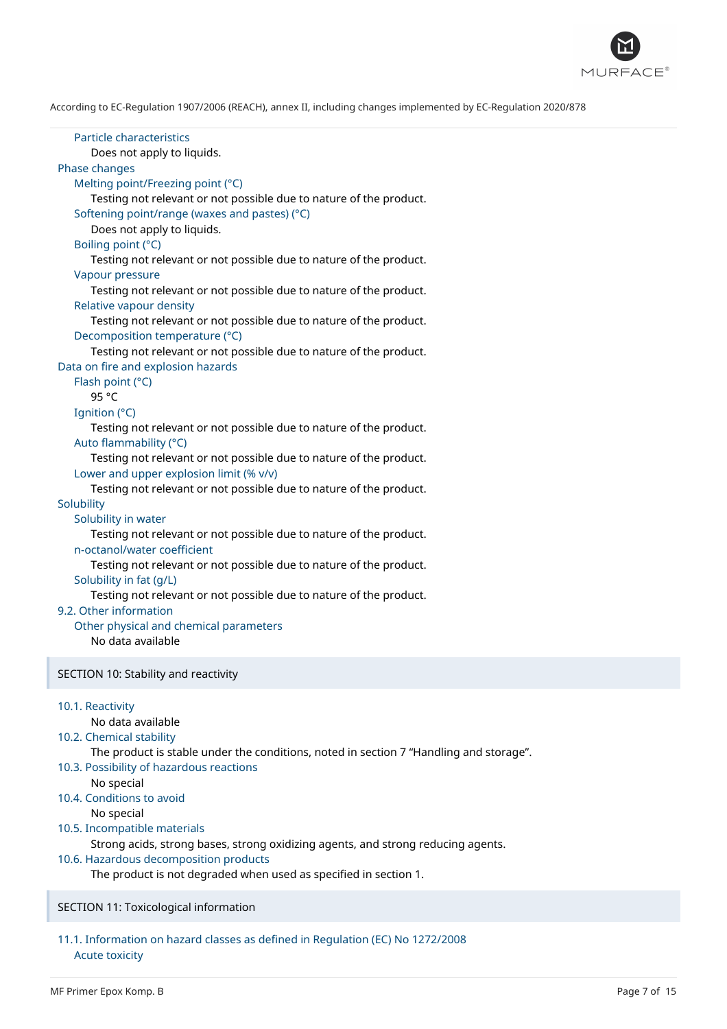#### Particle characteristics

Does not apply to liquids.

### Phase changes

#### Melting point/Freezing point (°C)

Testing not relevant or not possible due to nature of the product.

#### Softening point/range (waxes and pastes) (°C)

Does not apply to liquids.

#### Boiling point (°C)

Testing not relevant or not possible due to nature of the product.

#### Vapour pressure

Testing not relevant or not possible due to nature of the product.

#### Relative vapour density

Testing not relevant or not possible due to nature of the product.

#### Decomposition temperature (°C)

Testing not relevant or not possible due to nature of the product.

### Data on fire and explosion hazards

#### Flash point (°C)

95 °C

#### Ignition (°C)

Testing not relevant or not possible due to nature of the product.

#### Auto flammability (°C)

Testing not relevant or not possible due to nature of the product.

#### Lower and upper explosion limit (% v/v)

Testing not relevant or not possible due to nature of the product.

### Solubility

#### Solubility in water

Testing not relevant or not possible due to nature of the product.

#### n-octanol/water coefficient

Testing not relevant or not possible due to nature of the product.

#### Solubility in fat (g/L)

Testing not relevant or not possible due to nature of the product.

### 9.2. Other information

#### Other physical and chemical parameters

No data available

## SECTION 10: Stability and reactivity

### 10.1. Reactivity

No data available

### 10.2. Chemical stability

The product is stable under the conditions, noted in section 7 "Handling and storage".

### 10.3. Possibility of hazardous reactions

No special

### 10.4. Conditions to avoid

No special

### 10.5. Incompatible materials

Strong acids, strong bases, strong oxidizing agents, and strong reducing agents.

### 10.6. Hazardous decomposition products

The product is not degraded when used as specified in section 1.

## SECTION 11: Toxicological information

### 11.1. Information on hazard classes as defined in Regulation (EC) No 1272/2008

#### Acute toxicity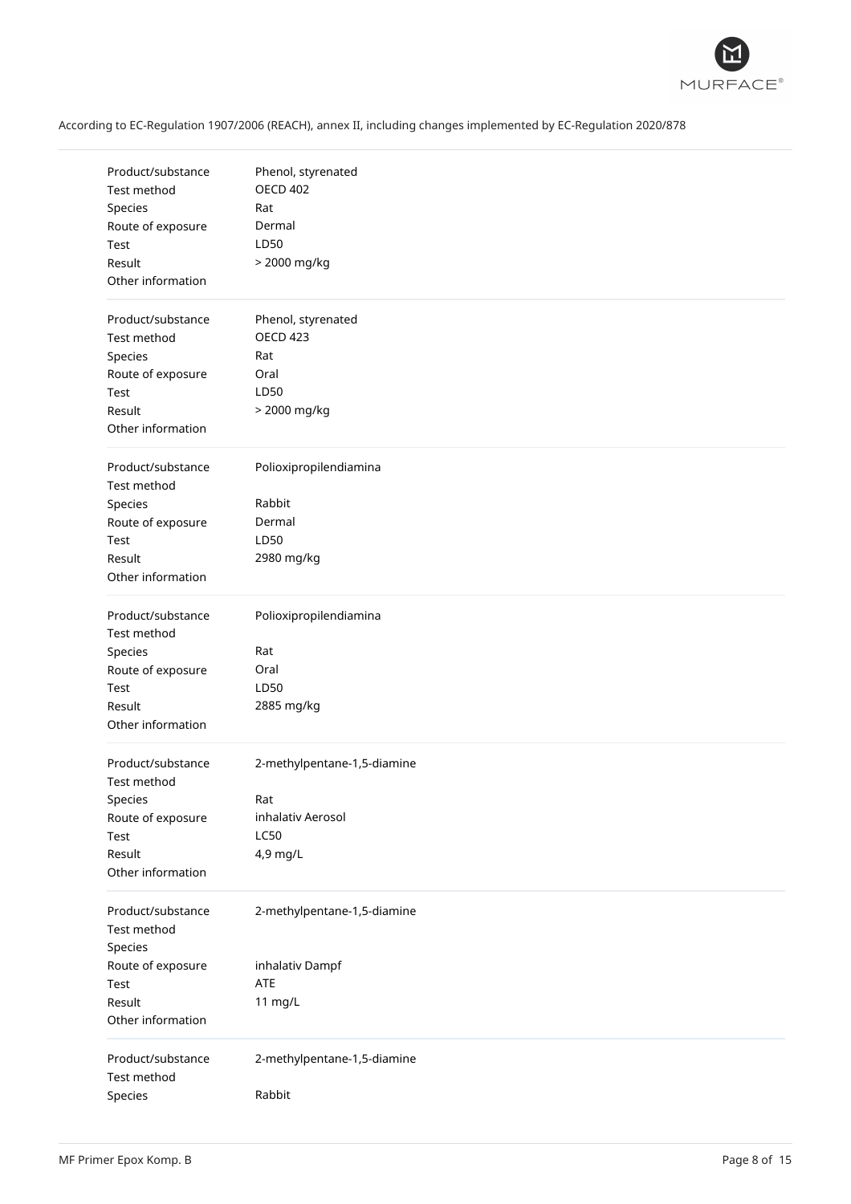According to EC-Regulation 1907/2006 (REACH), annex II, including changes implemented by EC-Regulation 2020/878

| | |
|---|---|
| Product/substance | Phenol, styrenated |
| Test method | OECD 402 |
| Species | Rat |
| Route of exposure | Dermal |
| Test | LD50 |
| Result | > 2000 mg/kg |
| Other information | |

| | |
|---|---|
| Product/substance | Phenol, styrenated |
| Test method | OECD 423 |
| Species | Rat |
| Route of exposure | Oral |
| Test | LD50 |
| Result | > 2000 mg/kg |
| Other information | |

| | |
|---|---|
| Product/substance | Polioxipropilendiamina |
| Test method | |
| Species | Rabbit |
| Route of exposure | Dermal |
| Test | LD50 |
| Result | 2980 mg/kg |
| Other information | |

| | |
|---|---|
| Product/substance | Polioxipropilendiamina |
| Test method | |
| Species | Rat |
| Route of exposure | Oral |
| Test | LD50 |
| Result | 2885 mg/kg |
| Other information | |

| | |
|---|---|
| Product/substance | 2-methylpentane-1,5-diamine |
| Test method | |
| Species | Rat |
| Route of exposure | inhalativ Aerosol |
| Test | LC50 |
| Result | 4,9 mg/L |
| Other information | |

| | |
|---|---|
| Product/substance | 2-methylpentane-1,5-diamine |
| Test method | |
| Species | |
| Route of exposure | inhalativ Dampf |
| Test | ATE |
| Result | 11 mg/L |
| Other information | |

| | |
|---|---|
| Product/substance | 2-methylpentane-1,5-diamine |
| Test method | |
| Species | Rabbit |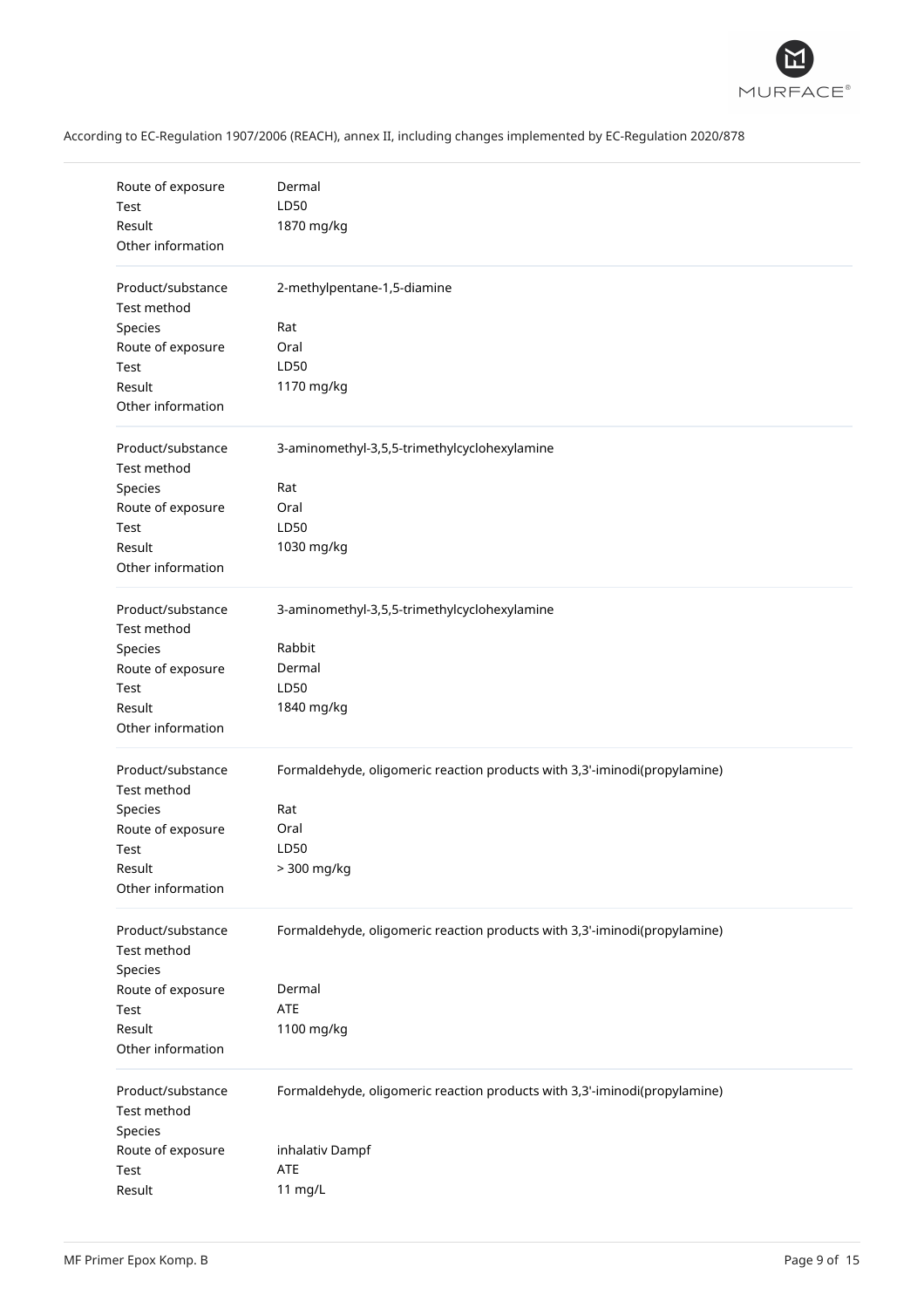According to EC-Regulation 1907/2006 (REACH), annex II, including changes implemented by EC-Regulation 2020/878

| | |
|---|---|
| Route of exposure | Dermal |
| Test | LD50 |
| Result | 1870 mg/kg |
| Other information | |

| | |
|---|---|
| Product/substance | 2-methylpentane-1,5-diamine |
| Test method | |
| Species | Rat |
| Route of exposure | Oral |
| Test | LD50 |
| Result | 1170 mg/kg |
| Other information | |

| | |
|---|---|
| Product/substance | 3-aminomethyl-3,5,5-trimethylcyclohexylamine |
| Test method | |
| Species | Rat |
| Route of exposure | Oral |
| Test | LD50 |
| Result | 1030 mg/kg |
| Other information | |

| | |
|---|---|
| Product/substance | 3-aminomethyl-3,5,5-trimethylcyclohexylamine |
| Test method | |
| Species | Rabbit |
| Route of exposure | Dermal |
| Test | LD50 |
| Result | 1840 mg/kg |
| Other information | |

| | |
|---|---|
| Product/substance | Formaldehyde, oligomeric reaction products with 3,3'-iminodi(propylamine) |
| Test method | |
| Species | Rat |
| Route of exposure | Oral |
| Test | LD50 |
| Result | > 300 mg/kg |
| Other information | |

| | |
|---|---|
| Product/substance | Formaldehyde, oligomeric reaction products with 3,3'-iminodi(propylamine) |
| Test method | |
| Species | |
| Route of exposure | Dermal |
| Test | ATE |
| Result | 1100 mg/kg |
| Other information | |

| | |
|---|---|
| Product/substance | Formaldehyde, oligomeric reaction products with 3,3'-iminodi(propylamine) |
| Test method | |
| Species | |
| Route of exposure | inhalativ Dampf |
| Test | ATE |
| Result | 11 mg/L |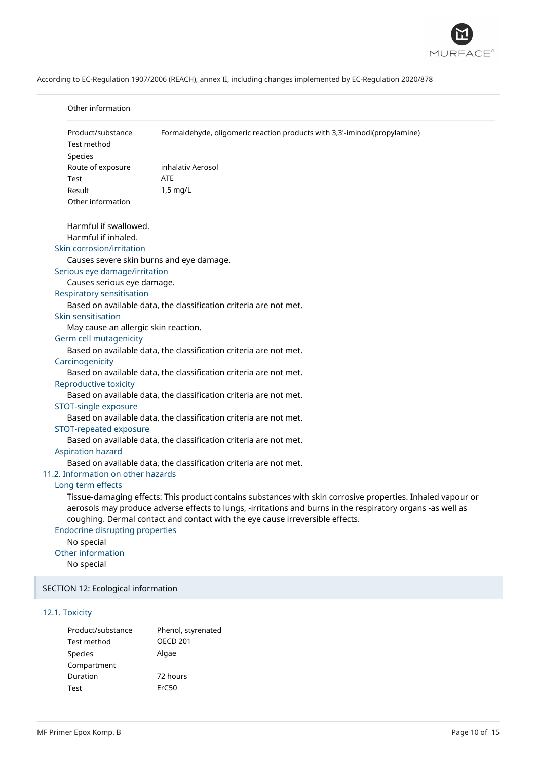Other information

| | |
|---|---|
| Product/substance | Formaldehyde, oligomeric reaction products with 3,3'-iminodi(propylamine) |
| Test method | |
| Species | |
| Route of exposure | inhalativ Aerosol |
| Test | ATE |
| Result | 1,5 mg/L |
| Other information | |

Harmful if swallowed.
Harmful if inhaled.

### Skin corrosion/irritation

Causes severe skin burns and eye damage.

### Serious eye damage/irritation

Causes serious eye damage.

### Respiratory sensitisation

Based on available data, the classification criteria are not met.

### Skin sensitisation

May cause an allergic skin reaction.

### Germ cell mutagenicity

Based on available data, the classification criteria are not met.

### Carcinogenicity

Based on available data, the classification criteria are not met.

### Reproductive toxicity

Based on available data, the classification criteria are not met.

### STOT-single exposure

Based on available data, the classification criteria are not met.

### STOT-repeated exposure

Based on available data, the classification criteria are not met.

### Aspiration hazard

Based on available data, the classification criteria are not met.

## 11.2. Information on other hazards

### Long term effects

Tissue-damaging effects: This product contains substances with skin corrosive properties. Inhaled vapour or aerosols may produce adverse effects to lungs, -irritations and burns in the respiratory organs -as well as coughing. Dermal contact and contact with the eye cause irreversible effects.

### Endocrine disrupting properties

No special

### Other information

No special

# SECTION 12: Ecological information

## 12.1. Toxicity

| | |
|---|---|
| Product/substance | Phenol, styrenated |
| Test method | OECD 201 |
| Species | Algae |
| Compartment | |
| Duration | 72 hours |
| Test | ErC50 |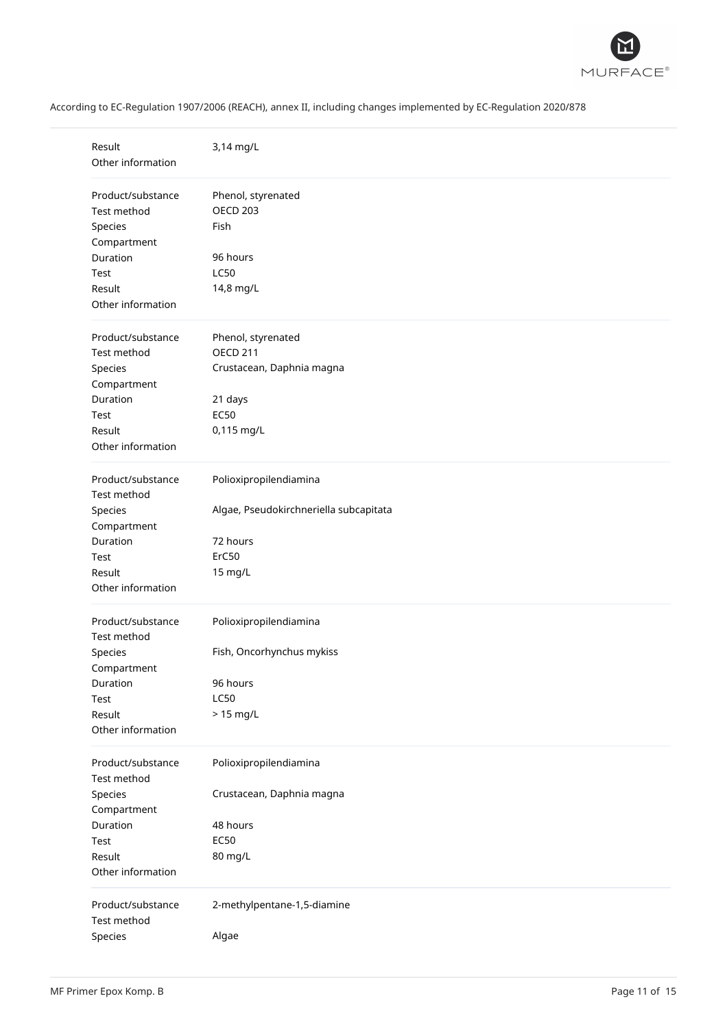| | |
|---|---|
| Result | 3,14 mg/L |
| Other information | |

| | |
|---|---|
| Product/substance | Phenol, styrenated |
| Test method | OECD 203 |
| Species | Fish |
| Compartment | |
| Duration | 96 hours |
| Test | LC50 |
| Result | 14,8 mg/L |
| Other information | |

| | |
|---|---|
| Product/substance | Phenol, styrenated |
| Test method | OECD 211 |
| Species | Crustacean, Daphnia magna |
| Compartment | |
| Duration | 21 days |
| Test | EC50 |
| Result | 0,115 mg/L |
| Other information | |

| | |
|---|---|
| Product/substance | Polioxipropilendiamina |
| Test method | |
| Species | Algae, Pseudokirchneriella subcapitata |
| Compartment | |
| Duration | 72 hours |
| Test | ErC50 |
| Result | 15 mg/L |
| Other information | |

| | |
|---|---|
| Product/substance | Polioxipropilendiamina |
| Test method | |
| Species | Fish, Oncorhynchus mykiss |
| Compartment | |
| Duration | 96 hours |
| Test | LC50 |
| Result | > 15 mg/L |
| Other information | |

| | |
|---|---|
| Product/substance | Polioxipropilendiamina |
| Test method | |
| Species | Crustacean, Daphnia magna |
| Compartment | |
| Duration | 48 hours |
| Test | EC50 |
| Result | 80 mg/L |
| Other information | |

| | |
|---|---|
| Product/substance | 2-methylpentane-1,5-diamine |
| Test method | |
| Species | Algae |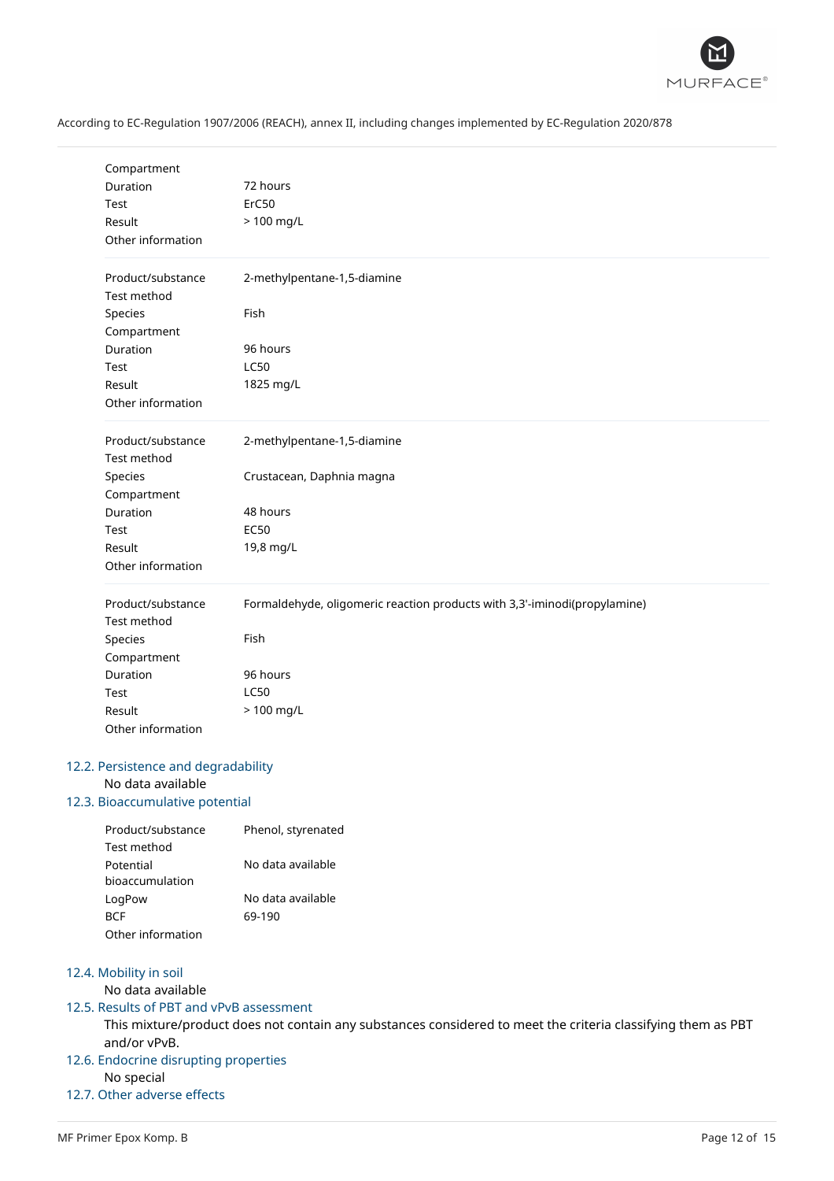| | |
|---|---|
| Compartment | |
| Duration | 72 hours |
| Test | ErC50 |
| Result | > 100 mg/L |
| Other information | |

| | |
|---|---|
| Product/substance | 2-methylpentane-1,5-diamine |
| Test method | |
| Species | Fish |
| Compartment | |
| Duration | 96 hours |
| Test | LC50 |
| Result | 1825 mg/L |
| Other information | |

| | |
|---|---|
| Product/substance | 2-methylpentane-1,5-diamine |
| Test method | |
| Species | Crustacean, Daphnia magna |
| Compartment | |
| Duration | 48 hours |
| Test | EC50 |
| Result | 19,8 mg/L |
| Other information | |

| | |
|---|---|
| Product/substance | Formaldehyde, oligomeric reaction products with 3,3'-iminodi(propylamine) |
| Test method | |
| Species | Fish |
| Compartment | |
| Duration | 96 hours |
| Test | LC50 |
| Result | > 100 mg/L |
| Other information | |

## 12.2. Persistence and degradability

No data available

## 12.3. Bioaccumulative potential

| | |
|---|---|
| Product/substance | Phenol, styrenated |
| Test method | |
| Potential bioaccumulation | No data available |
| LogPow | No data available |
| BCF | 69-190 |
| Other information | |

## 12.4. Mobility in soil

No data available

## 12.5. Results of PBT and vPvB assessment

This mixture/product does not contain any substances considered to meet the criteria classifying them as PBT and/or vPvB.

## 12.6. Endocrine disrupting properties

No special

## 12.7. Other adverse effects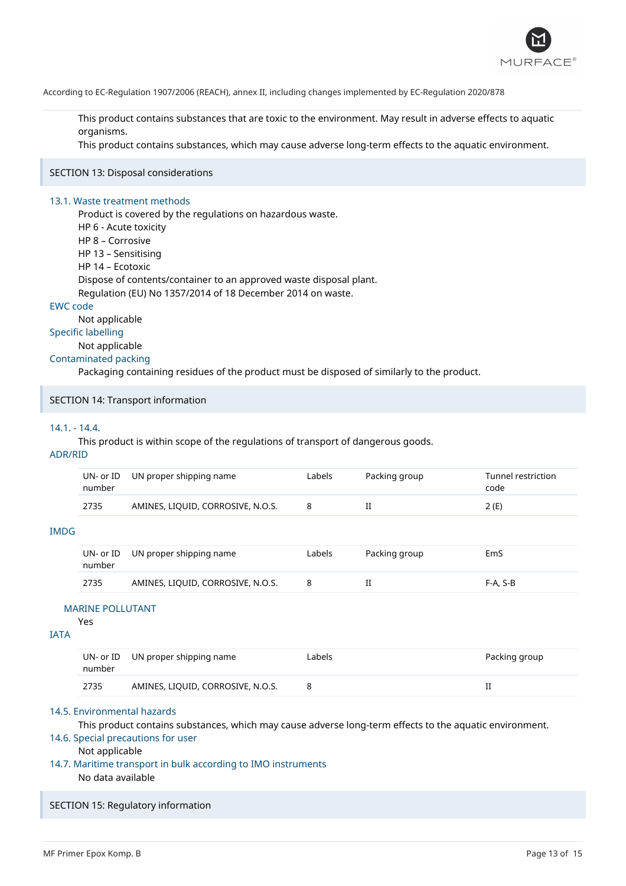This product contains substances that are toxic to the environment. May result in adverse effects to aquatic organisms.
This product contains substances, which may cause adverse long-term effects to the aquatic environment.

## SECTION 13: Disposal considerations

### 13.1. Waste treatment methods

Product is covered by the regulations on hazardous waste.
HP 6 - Acute toxicity
HP 8 – Corrosive
HP 13 – Sensitising
HP 14 – Ecotoxic
Dispose of contents/container to an approved waste disposal plant.
Regulation (EU) No 1357/2014 of 18 December 2014 on waste.

### EWC code

Not applicable

### Specific labelling

Not applicable

### Contaminated packing

Packaging containing residues of the product must be disposed of similarly to the product.

## SECTION 14: Transport information

### 14.1. - 14.4.

This product is within scope of the regulations of transport of dangerous goods.

### ADR/RID

| UN- or ID number | UN proper shipping name | Labels | Packing group | Tunnel restriction code |
|---|---|---|---|---|
| 2735 | AMINES, LIQUID, CORROSIVE, N.O.S. | 8 | II | 2 (E) |

### IMDG

| UN- or ID number | UN proper shipping name | Labels | Packing group | EmS |
|---|---|---|---|---|
| 2735 | AMINES, LIQUID, CORROSIVE, N.O.S. | 8 | II | F-A, S-B |

#### MARINE POLLUTANT

Yes

### IATA

| UN- or ID number | UN proper shipping name | Labels | Packing group |
|---|---|---|---|
| 2735 | AMINES, LIQUID, CORROSIVE, N.O.S. | 8 | II |

### 14.5. Environmental hazards

This product contains substances, which may cause adverse long-term effects to the aquatic environment.

### 14.6. Special precautions for user

Not applicable

### 14.7. Maritime transport in bulk according to IMO instruments

No data available

## SECTION 15: Regulatory information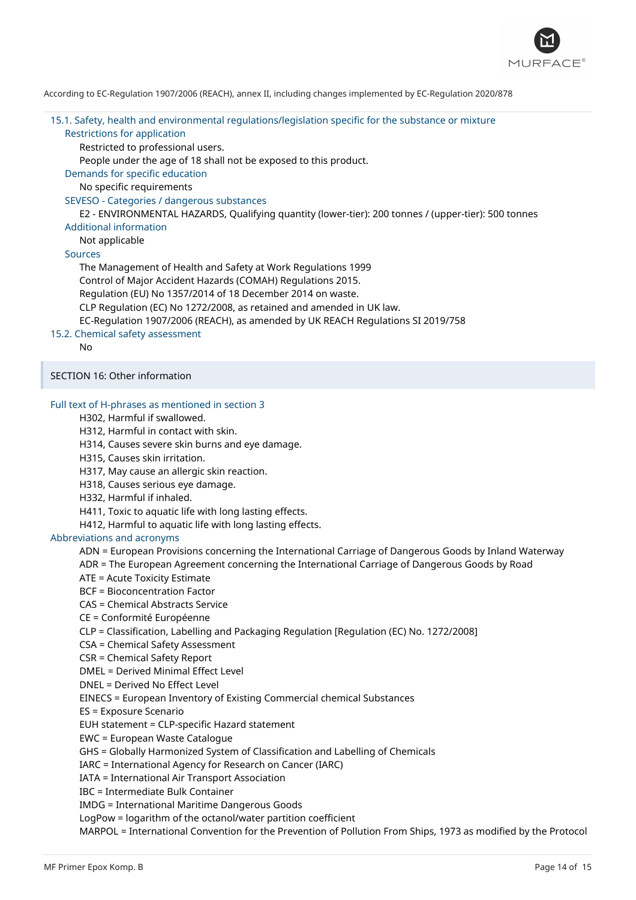According to EC-Regulation 1907/2006 (REACH), annex II, including changes implemented by EC-Regulation 2020/878

### 15.1. Safety, health and environmental regulations/legislation specific for the substance or mixture

**Restrictions for application**

Restricted to professional users.
People under the age of 18 shall not be exposed to this product.

**Demands for specific education**

No specific requirements

**SEVESO - Categories / dangerous substances**

E2 - ENVIRONMENTAL HAZARDS, Qualifying quantity (lower-tier): 200 tonnes / (upper-tier): 500 tonnes

**Additional information**

Not applicable

**Sources**

The Management of Health and Safety at Work Regulations 1999
Control of Major Accident Hazards (COMAH) Regulations 2015.
Regulation (EU) No 1357/2014 of 18 December 2014 on waste.
CLP Regulation (EC) No 1272/2008, as retained and amended in UK law.
EC-Regulation 1907/2006 (REACH), as amended by UK REACH Regulations SI 2019/758

### 15.2. Chemical safety assessment

No

## SECTION 16: Other information

### Full text of H-phrases as mentioned in section 3

H302, Harmful if swallowed.
H312, Harmful in contact with skin.
H314, Causes severe skin burns and eye damage.
H315, Causes skin irritation.
H317, May cause an allergic skin reaction.
H318, Causes serious eye damage.
H332, Harmful if inhaled.
H411, Toxic to aquatic life with long lasting effects.
H412, Harmful to aquatic life with long lasting effects.

### Abbreviations and acronyms

ADN = European Provisions concerning the International Carriage of Dangerous Goods by Inland Waterway
ADR = The European Agreement concerning the International Carriage of Dangerous Goods by Road
ATE = Acute Toxicity Estimate
BCF = Bioconcentration Factor
CAS = Chemical Abstracts Service
CE = Conformité Européenne
CLP = Classification, Labelling and Packaging Regulation [Regulation (EC) No. 1272/2008]
CSA = Chemical Safety Assessment
CSR = Chemical Safety Report
DMEL = Derived Minimal Effect Level
DNEL = Derived No Effect Level
EINECS = European Inventory of Existing Commercial chemical Substances
ES = Exposure Scenario
EUH statement = CLP-specific Hazard statement
EWC = European Waste Catalogue
GHS = Globally Harmonized System of Classification and Labelling of Chemicals
IARC = International Agency for Research on Cancer (IARC)
IATA = International Air Transport Association
IBC = Intermediate Bulk Container
IMDG = International Maritime Dangerous Goods
LogPow = logarithm of the octanol/water partition coefficient
MARPOL = International Convention for the Prevention of Pollution From Ships, 1973 as modified by the Protocol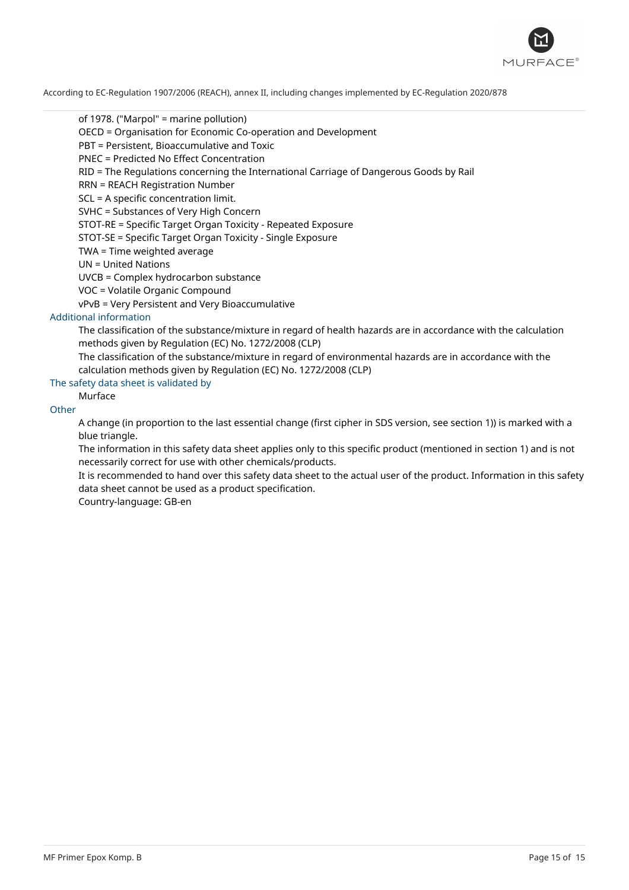of 1978. ("Marpol" = marine pollution)
OECD = Organisation for Economic Co-operation and Development
PBT = Persistent, Bioaccumulative and Toxic
PNEC = Predicted No Effect Concentration
RID = The Regulations concerning the International Carriage of Dangerous Goods by Rail
RRN = REACH Registration Number
SCL = A specific concentration limit.
SVHC = Substances of Very High Concern
STOT-RE = Specific Target Organ Toxicity - Repeated Exposure
STOT-SE = Specific Target Organ Toxicity - Single Exposure
TWA = Time weighted average
UN = United Nations
UVCB = Complex hydrocarbon substance
VOC = Volatile Organic Compound
vPvB = Very Persistent and Very Bioaccumulative

### Additional information

The classification of the substance/mixture in regard of health hazards are in accordance with the calculation methods given by Regulation (EC) No. 1272/2008 (CLP)
The classification of the substance/mixture in regard of environmental hazards are in accordance with the calculation methods given by Regulation (EC) No. 1272/2008 (CLP)

### The safety data sheet is validated by

Murface

### Other

A change (in proportion to the last essential change (first cipher in SDS version, see section 1)) is marked with a blue triangle.
The information in this safety data sheet applies only to this specific product (mentioned in section 1) and is not necessarily correct for use with other chemicals/products.
It is recommended to hand over this safety data sheet to the actual user of the product. Information in this safety data sheet cannot be used as a product specification.
Country-language: GB-en